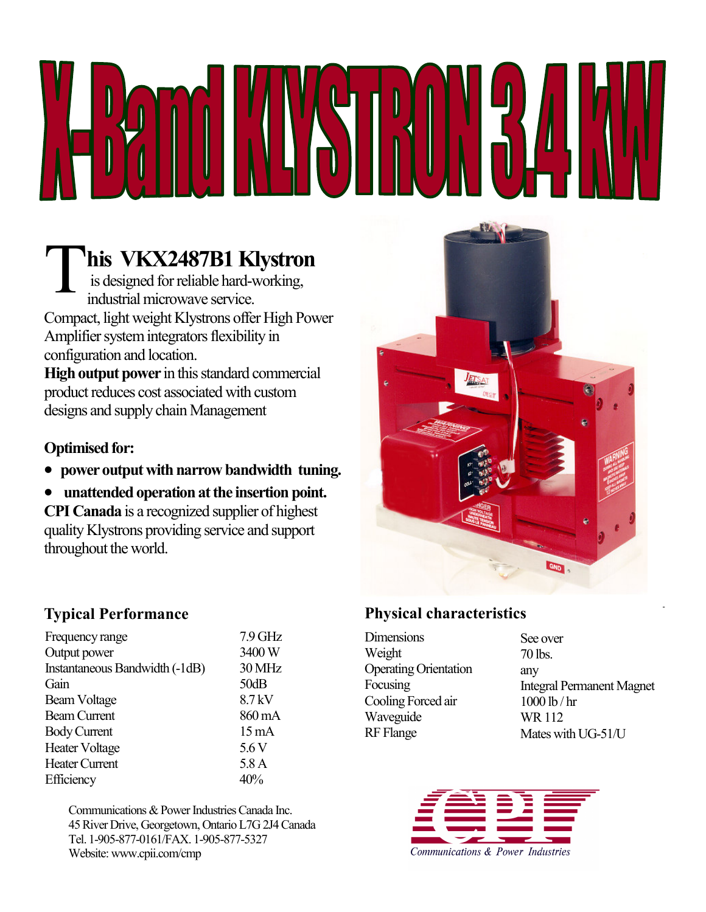# X-Band KLYSTRON 3.4 kW

## This VKX2487B1 Klystron

is designed for reliable hard-working, industrial microwave service.

Compact, light weight Klystrons offer High Power Amplifier system integrators flexibility in configuration and location.

**High output power** in this standard commercial product reduces cost associated with custom designs and supply chain Management

**Optimised for:**

- **power output with narrow bandwidth tuning.**
- **unattended operation at the insertion point.**

**CPI Canada** is a recognized supplier of highest quality Klystrons providing service and support throughout the world.

### Typical Performance

| | |
|---|---|
| Frequency range | 7.9 GHz |
| Output power | 3400 W |
| Instantaneous Bandwidth (-1dB) | 30 MHz |
| Gain | 50dB |
| Beam Voltage | 8.7 kV |
| Beam Current | 860 mA |
| Body Current | 15 mA |
| Heater Voltage | 5.6 V |
| Heater Current | 5.8 A |
| Efficiency | 40% |

### Physical characteristics

| | |
|---|---|
| Dimensions | See over |
| Weight | 70 lbs. |
| Operating Orientation | any |
| Focusing | Integral Permanent Magnet |
| Cooling Forced air | 1000 lb / hr |
| Waveguide | WR 112 |
| RF Flange | Mates with UG-51/U |

Communications & Power Industries Canada Inc.
45 River Drive, Georgetown, Ontario L7G 2J4 Canada
Tel. 1-905-877-0161/FAX. 1-905-877-5327
Website: www.cpii.com/cmp

CPI
*Communications & Power Industries*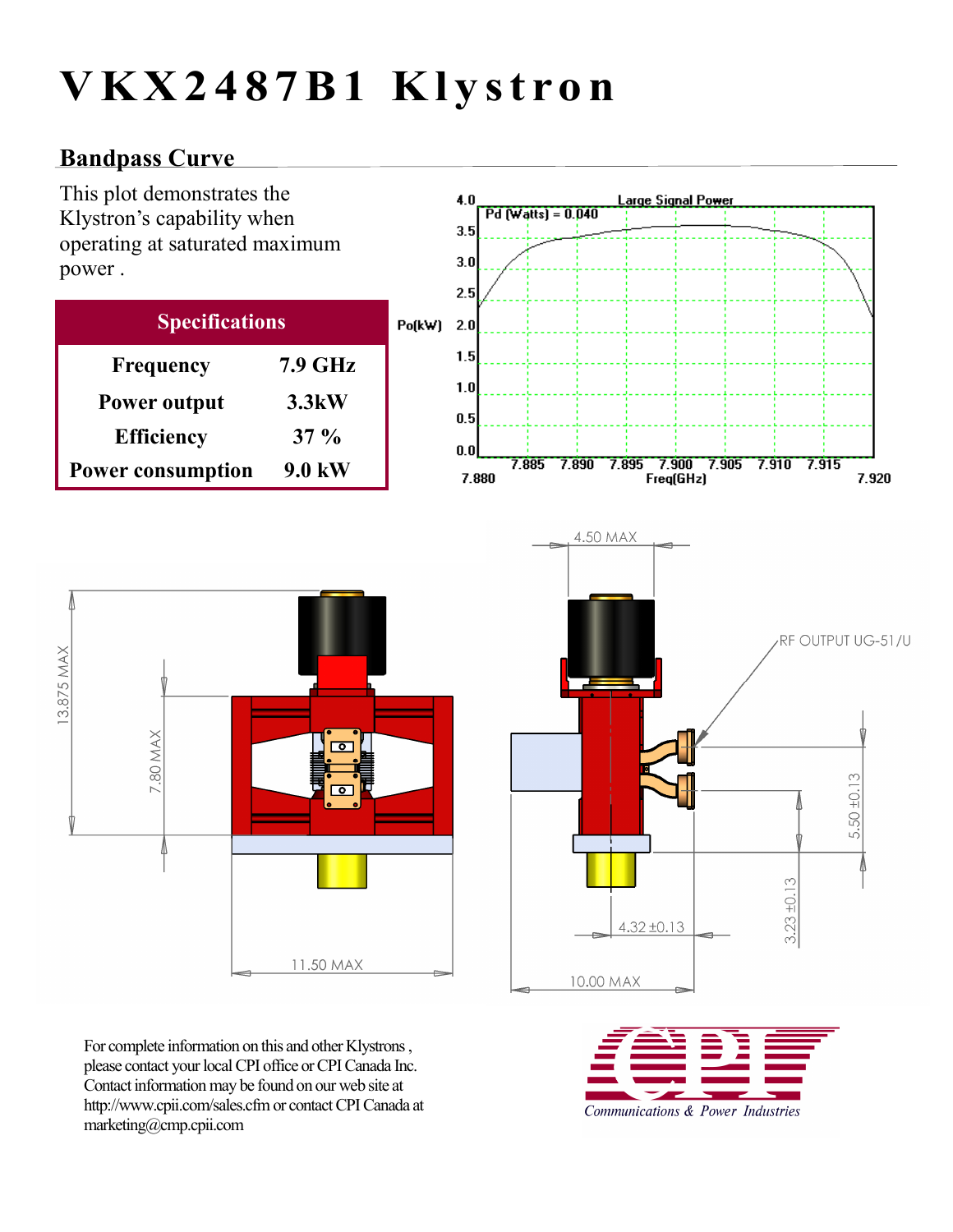# VKX2487B1 Klystron

## Bandpass Curve

This plot demonstrates the Klystron's capability when operating at saturated maximum power .

| Specifications | |
|---|---|
| **Frequency** | **7.9 GHz** |
| **Power output** | **3.3kW** |
| **Efficiency** | **37 %** |
| **Power consumption** | **9.0 kW** |

Large Signal Power

Pd (Watts) = 0.040

Po(kW)

4.0
3.5
3.0
2.5
2.0
1.5
1.0
0.5
0.0

7.880 7.885 7.890 7.895 7.900 7.905 7.910 7.915 7.920

Freq(GHz)

13.875 MAX

7.80 MAX

11.50 MAX

4.50 MAX

RF OUTPUT UG-51/U

5.50 ±0.13

3.23 ±0.13

4.32 ±0.13

10.00 MAX

For complete information on this and other Klystrons , please contact your local CPI office or CPI Canada Inc. Contact information may be found on our web site at http://www.cpii.com/sales.cfm or contact CPI Canada at marketing@cmp.cpii.com

CPI
*Communications & Power Industries*